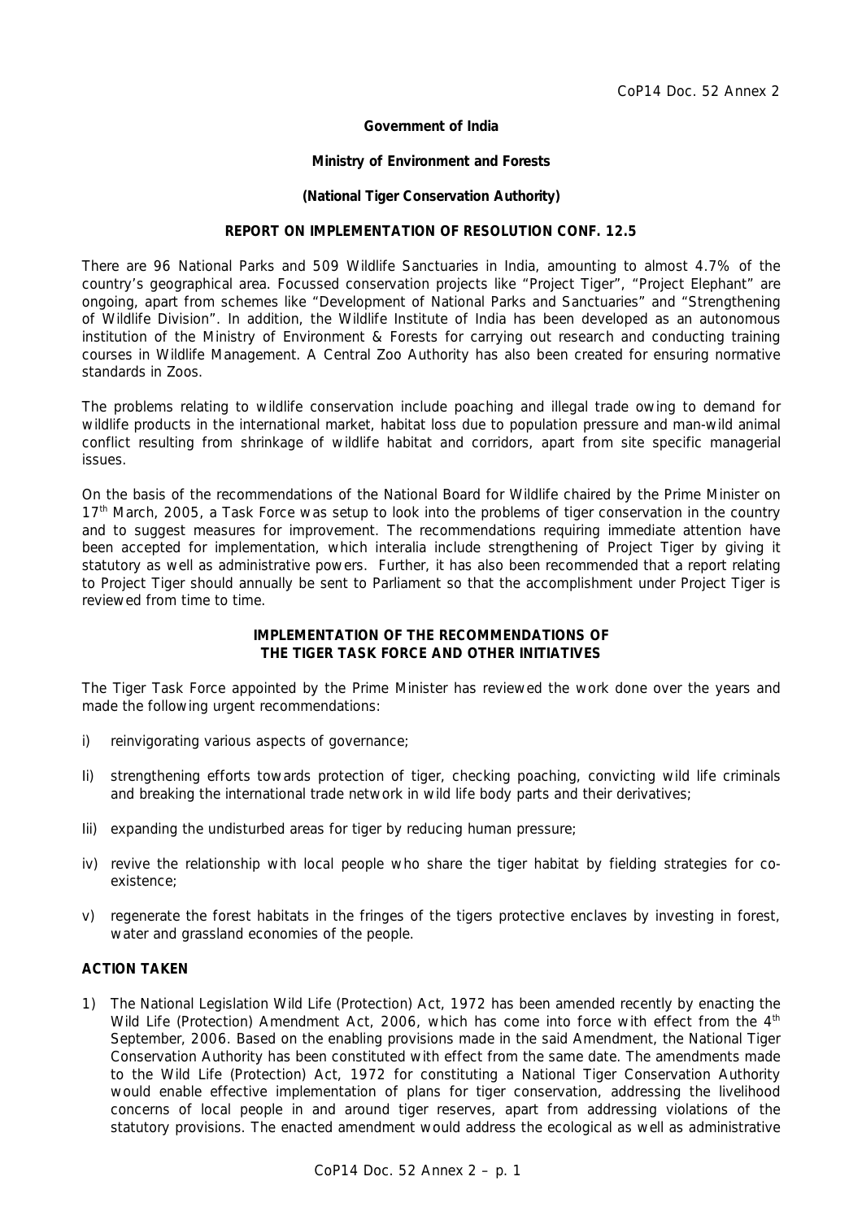**Government of India**

**Ministry of Environment and Forests**

**(National Tiger Conservation Authority)**

**REPORT ON IMPLEMENTATION OF RESOLUTION CONF. 12.5**

There are 96 National Parks and 509 Wildlife Sanctuaries in India, amounting to almost 4.7% of the country's geographical area. Focussed conservation projects like "Project Tiger", "Project Elephant" are ongoing, apart from schemes like "Development of National Parks and Sanctuaries" and "Strengthening of Wildlife Division". In addition, the Wildlife Institute of India has been developed as an autonomous institution of the Ministry of Environment & Forests for carrying out research and conducting training courses in Wildlife Management. A Central Zoo Authority has also been created for ensuring normative standards in Zoos.

The problems relating to wildlife conservation include poaching and illegal trade owing to demand for wildlife products in the international market, habitat loss due to population pressure and man-wild animal conflict resulting from shrinkage of wildlife habitat and corridors, apart from site specific managerial issues.

On the basis of the recommendations of the National Board for Wildlife chaired by the Prime Minister on 17th March, 2005, a Task Force was setup to look into the problems of tiger conservation in the country and to suggest measures for improvement. The recommendations requiring immediate attention have been accepted for implementation, which interalia include strengthening of Project Tiger by giving it statutory as well as administrative powers. Further, it has also been recommended that a report relating to Project Tiger should annually be sent to Parliament so that the accomplishment under Project Tiger is reviewed from time to time.

**IMPLEMENTATION OF THE RECOMMENDATIONS OF THE TIGER TASK FORCE AND OTHER INITIATIVES**

The Tiger Task Force appointed by the Prime Minister has reviewed the work done over the years and made the following urgent recommendations:

i) reinvigorating various aspects of governance;

Ii) strengthening efforts towards protection of tiger, checking poaching, convicting wild life criminals and breaking the international trade network in wild life body parts and their derivatives;

Iii) expanding the undisturbed areas for tiger by reducing human pressure;

iv) revive the relationship with local people who share the tiger habitat by fielding strategies for co-existence;

v) regenerate the forest habitats in the fringes of the tigers protective enclaves by investing in forest, water and grassland economies of the people.

**ACTION TAKEN**

1) The National Legislation Wild Life (Protection) Act, 1972 has been amended recently by enacting the Wild Life (Protection) Amendment Act, 2006, which has come into force with effect from the 4th September, 2006. Based on the enabling provisions made in the said Amendment, the National Tiger Conservation Authority has been constituted with effect from the same date. The amendments made to the Wild Life (Protection) Act, 1972 for constituting a National Tiger Conservation Authority would enable effective implementation of plans for tiger conservation, addressing the livelihood concerns of local people in and around tiger reserves, apart from addressing violations of the statutory provisions. The enacted amendment would address the ecological as well as administrative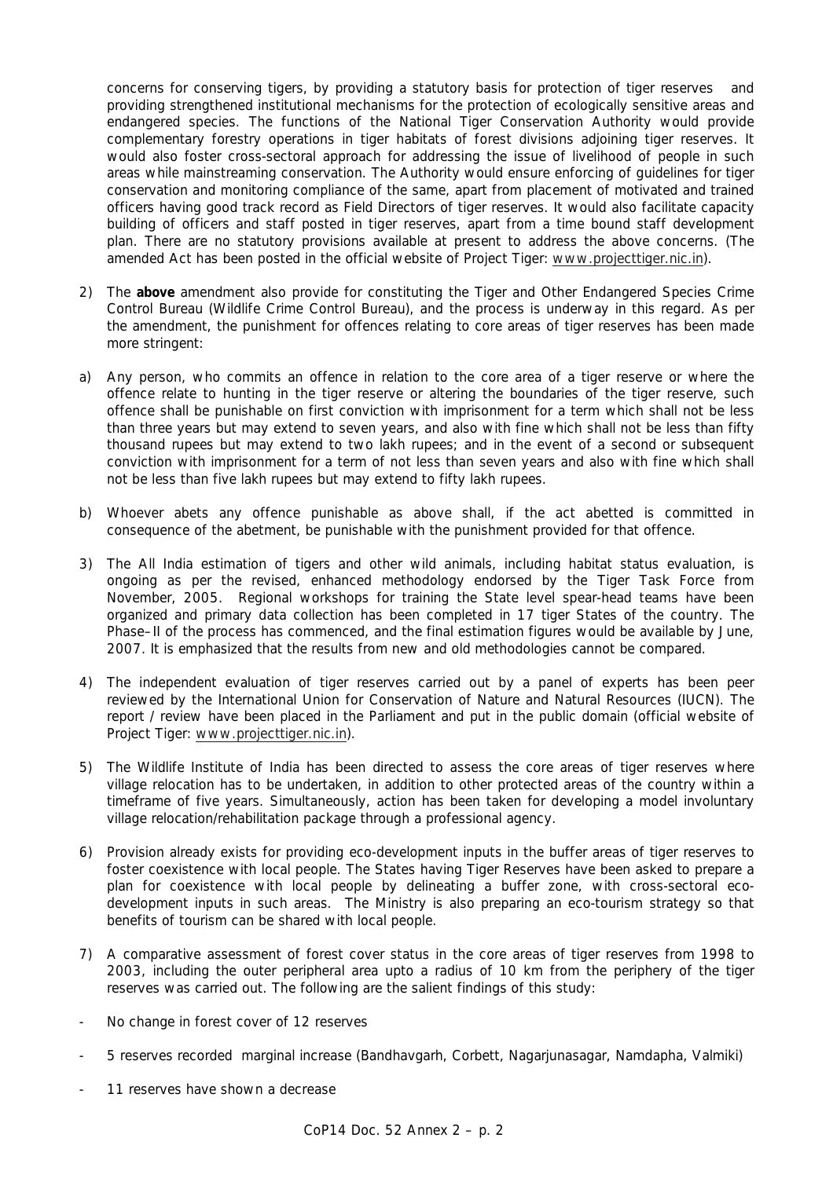concerns for conserving tigers, by providing a statutory basis for protection of tiger reserves and providing strengthened institutional mechanisms for the protection of ecologically sensitive areas and endangered species. The functions of the National Tiger Conservation Authority would provide complementary forestry operations in tiger habitats of forest divisions adjoining tiger reserves. It would also foster cross-sectoral approach for addressing the issue of livelihood of people in such areas while mainstreaming conservation. The Authority would ensure enforcing of guidelines for tiger conservation and monitoring compliance of the same, apart from placement of motivated and trained officers having good track record as Field Directors of tiger reserves. It would also facilitate capacity building of officers and staff posted in tiger reserves, apart from a time bound staff development plan. There are no statutory provisions available at present to address the above concerns. (The amended Act has been posted in the official website of Project Tiger: www.projecttiger.nic.in).

2) The **above** amendment also provide for constituting the Tiger and Other Endangered Species Crime Control Bureau (Wildlife Crime Control Bureau), and the process is underway in this regard. As per the amendment, the punishment for offences relating to core areas of tiger reserves has been made more stringent:

a) Any person, who commits an offence in relation to the core area of a tiger reserve or where the offence relate to hunting in the tiger reserve or altering the boundaries of the tiger reserve, such offence shall be punishable on first conviction with imprisonment for a term which shall not be less than three years but may extend to seven years, and also with fine which shall not be less than fifty thousand rupees but may extend to two lakh rupees; and in the event of a second or subsequent conviction with imprisonment for a term of not less than seven years and also with fine which shall not be less than five lakh rupees but may extend to fifty lakh rupees.

b) Whoever abets any offence punishable as above shall, if the act abetted is committed in consequence of the abetment, be punishable with the punishment provided for that offence.

3) The All India estimation of tigers and other wild animals, including habitat status evaluation, is ongoing as per the revised, enhanced methodology endorsed by the Tiger Task Force from November, 2005. Regional workshops for training the State level spear-head teams have been organized and primary data collection has been completed in 17 tiger States of the country. The Phase–II of the process has commenced, and the final estimation figures would be available by June, 2007. It is emphasized that the results from new and old methodologies cannot be compared.

4) The independent evaluation of tiger reserves carried out by a panel of experts has been peer reviewed by the International Union for Conservation of Nature and Natural Resources (IUCN). The report / review have been placed in the Parliament and put in the public domain (official website of Project Tiger: www.projecttiger.nic.in).

5) The Wildlife Institute of India has been directed to assess the core areas of tiger reserves where village relocation has to be undertaken, in addition to other protected areas of the country within a timeframe of five years. Simultaneously, action has been taken for developing a model involuntary village relocation/rehabilitation package through a professional agency.

6) Provision already exists for providing eco-development inputs in the buffer areas of tiger reserves to foster coexistence with local people. The States having Tiger Reserves have been asked to prepare a plan for coexistence with local people by delineating a buffer zone, with cross-sectoral eco-development inputs in such areas. The Ministry is also preparing an eco-tourism strategy so that benefits of tourism can be shared with local people.

7) A comparative assessment of forest cover status in the core areas of tiger reserves from 1998 to 2003, including the outer peripheral area upto a radius of 10 km from the periphery of the tiger reserves was carried out. The following are the salient findings of this study:

- No change in forest cover of 12 reserves
- 5 reserves recorded marginal increase (Bandhavgarh, Corbett, Nagarjunasagar, Namdapha, Valmiki)
- 11 reserves have shown a decrease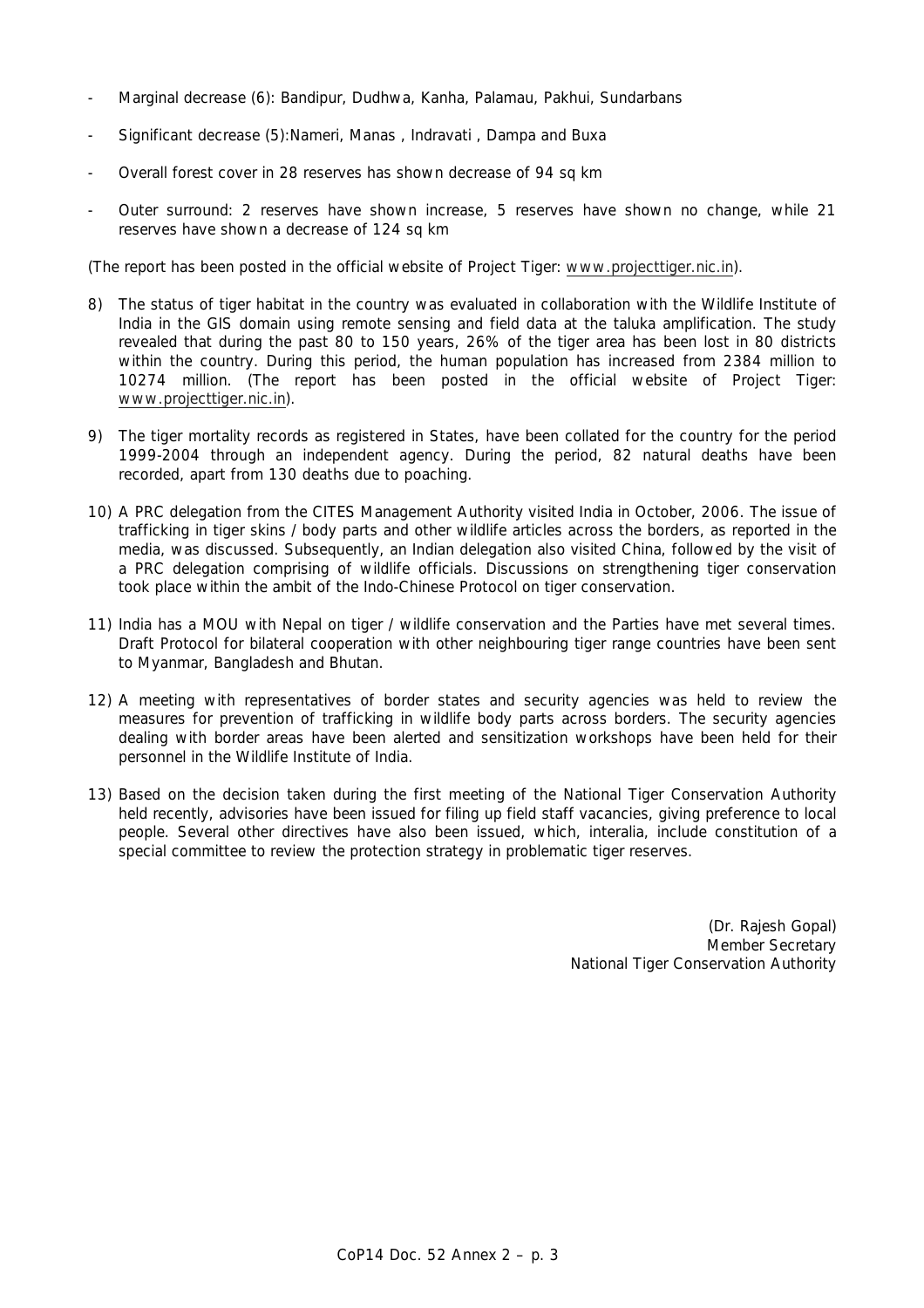- Marginal decrease (6): Bandipur, Dudhwa, Kanha, Palamau, Pakhui, Sundarbans

- Significant decrease (5):Nameri, Manas , Indravati , Dampa and Buxa

- Overall forest cover in 28 reserves has shown decrease of 94 sq km

- Outer surround: 2 reserves have shown increase, 5 reserves have shown no change, while 21 reserves have shown a decrease of 124 sq km

(The report has been posted in the official website of Project Tiger: www.projecttiger.nic.in).

8) The status of tiger habitat in the country was evaluated in collaboration with the Wildlife Institute of India in the GIS domain using remote sensing and field data at the taluka amplification. The study revealed that during the past 80 to 150 years, 26% of the tiger area has been lost in 80 districts within the country. During this period, the human population has increased from 2384 million to 10274 million. (The report has been posted in the official website of Project Tiger: www.projecttiger.nic.in).

9) The tiger mortality records as registered in States, have been collated for the country for the period 1999-2004 through an independent agency. During the period, 82 natural deaths have been recorded, apart from 130 deaths due to poaching.

10) A PRC delegation from the CITES Management Authority visited India in October, 2006. The issue of trafficking in tiger skins / body parts and other wildlife articles across the borders, as reported in the media, was discussed. Subsequently, an Indian delegation also visited China, followed by the visit of a PRC delegation comprising of wildlife officials. Discussions on strengthening tiger conservation took place within the ambit of the Indo-Chinese Protocol on tiger conservation.

11) India has a MOU with Nepal on tiger / wildlife conservation and the Parties have met several times. Draft Protocol for bilateral cooperation with other neighbouring tiger range countries have been sent to Myanmar, Bangladesh and Bhutan.

12) A meeting with representatives of border states and security agencies was held to review the measures for prevention of trafficking in wildlife body parts across borders. The security agencies dealing with border areas have been alerted and sensitization workshops have been held for their personnel in the Wildlife Institute of India.

13) Based on the decision taken during the first meeting of the National Tiger Conservation Authority held recently, advisories have been issued for filing up field staff vacancies, giving preference to local people. Several other directives have also been issued, which, interalia, include constitution of a special committee to review the protection strategy in problematic tiger reserves.

(Dr. Rajesh Gopal)
Member Secretary
National Tiger Conservation Authority